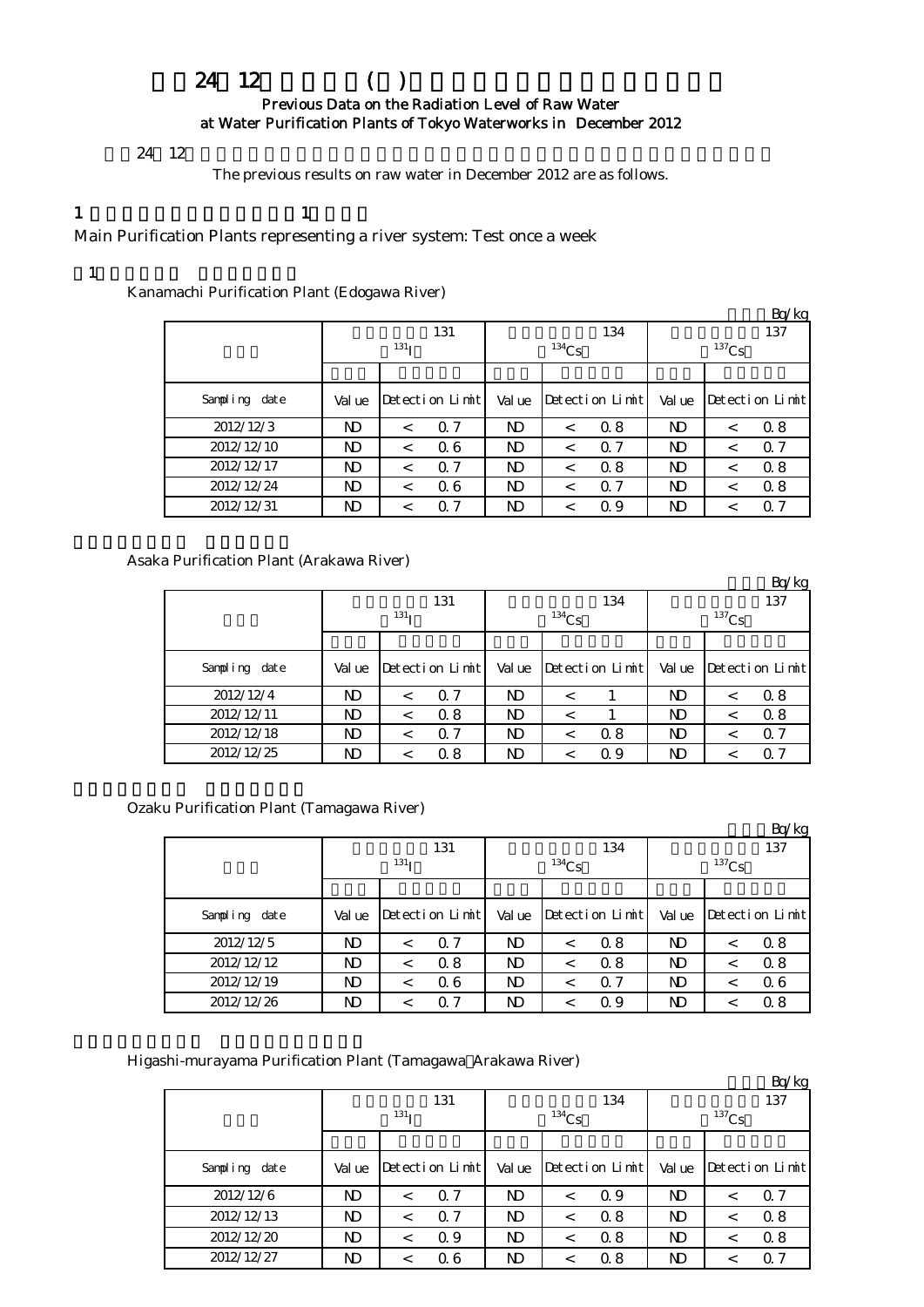# 24 12 ( )

## Previous Data on the Radiation Level of Raw Water at Water Purification Plants of Tokyo Waterworks in December 2012

24 12

The previous results on raw water in December 2012 are as follows.

## 1 1

Main Purification Plants representing a river system: Test once a week

### 1

Kanamachi Purification Plant (Edogawa River)

Bq/kg

| | 131 $^{131}$I | | 134 $^{134}$Cs | | 137 $^{137}$Cs | |
|---|---|---|---|---|---|---|
| Sampling date | Value | Detection Limit | Value | Detection Limit | Value | Detection Limit |
| 2012/12/3 | ND | < 0.7 | ND | < 0.8 | ND | < 0.8 |
| 2012/12/10 | ND | < 0.6 | ND | < 0.7 | ND | < 0.7 |
| 2012/12/17 | ND | < 0.7 | ND | < 0.8 | ND | < 0.8 |
| 2012/12/24 | ND | < 0.6 | ND | < 0.7 | ND | < 0.8 |
| 2012/12/31 | ND | < 0.7 | ND | < 0.9 | ND | < 0.7 |

Asaka Purification Plant (Arakawa River)

Bq/kg

| | 131 $^{131}$I | | 134 $^{134}$Cs | | 137 $^{137}$Cs | |
|---|---|---|---|---|---|---|
| Sampling date | Value | Detection Limit | Value | Detection Limit | Value | Detection Limit |
| 2012/12/4 | ND | < 0.7 | ND | < 1 | ND | < 0.8 |
| 2012/12/11 | ND | < 0.8 | ND | < 1 | ND | < 0.8 |
| 2012/12/18 | ND | < 0.7 | ND | < 0.8 | ND | < 0.7 |
| 2012/12/25 | ND | < 0.8 | ND | < 0.9 | ND | < 0.7 |

Ozaku Purification Plant (Tamagawa River)

Bq/kg

| | 131 $^{131}$I | | 134 $^{134}$Cs | | 137 $^{137}$Cs | |
|---|---|---|---|---|---|---|
| Sampling date | Value | Detection Limit | Value | Detection Limit | Value | Detection Limit |
| 2012/12/5 | ND | < 0.7 | ND | < 0.8 | ND | < 0.8 |
| 2012/12/12 | ND | < 0.8 | ND | < 0.8 | ND | < 0.8 |
| 2012/12/19 | ND | < 0.6 | ND | < 0.7 | ND | < 0.6 |
| 2012/12/26 | ND | < 0.7 | ND | < 0.9 | ND | < 0.8 |

Higashi-murayama Purification Plant (Tamagawa Arakawa River)

Bq/kg

| | 131 $^{131}$I | | 134 $^{134}$Cs | | 137 $^{137}$Cs | |
|---|---|---|---|---|---|---|
| Sampling date | Value | Detection Limit | Value | Detection Limit | Value | Detection Limit |
| 2012/12/6 | ND | < 0.7 | ND | < 0.9 | ND | < 0.7 |
| 2012/12/13 | ND | < 0.7 | ND | < 0.8 | ND | < 0.8 |
| 2012/12/20 | ND | < 0.9 | ND | < 0.8 | ND | < 0.8 |
| 2012/12/27 | ND | < 0.6 | ND | < 0.8 | ND | < 0.7 |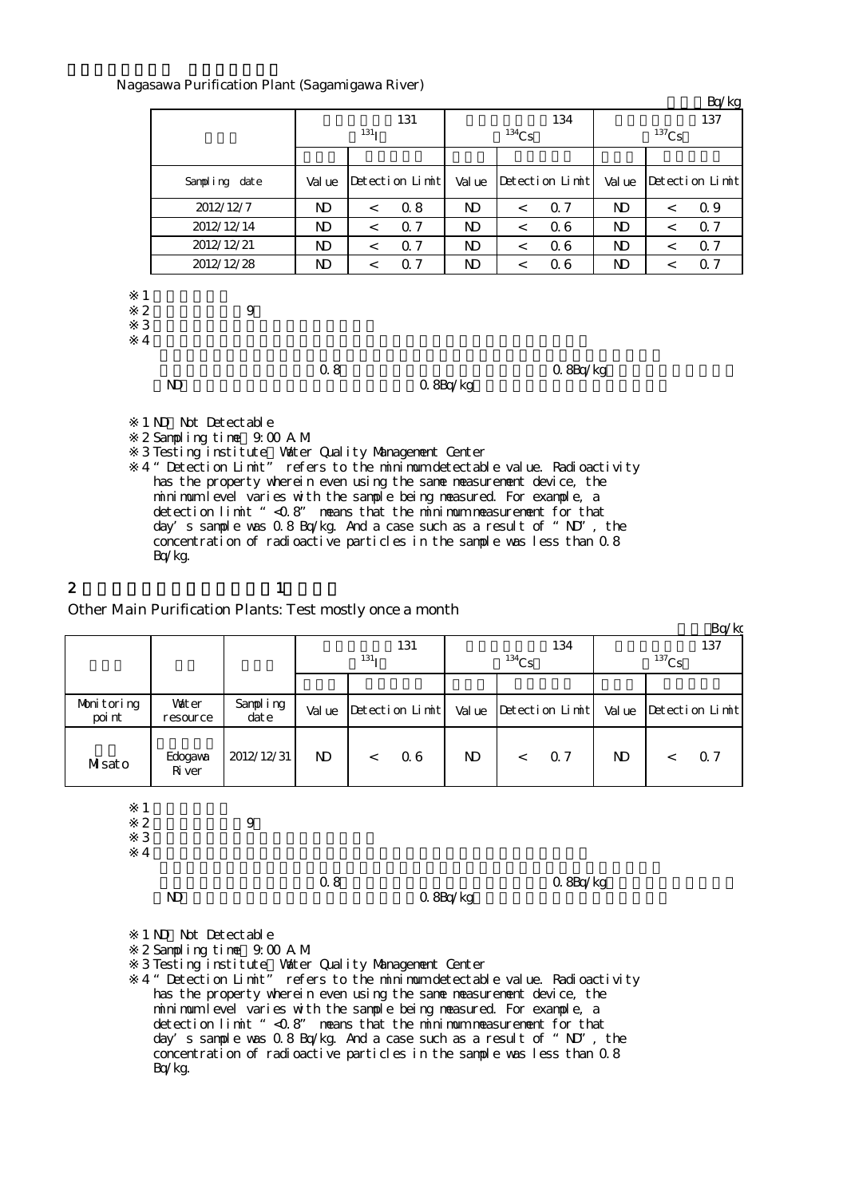Nagasawa Purification Plant (Sagamigawa River)

Bq/kg

| | 131 $^{131}$I | | | 134 $^{134}$Cs | | | 137 $^{137}$Cs | | |
|---|---|---|---|---|---|---|---|---|---|
| Sampling date | Value | Detection Limit | | Value | Detection Limit | | Value | Detection Limit | |
| 2012/12/7 | ND | < | 0.8 | ND | < | 0.7 | ND | < | 0.9 |
| 2012/12/14 | ND | < | 0.7 | ND | < | 0.6 | ND | < | 0.7 |
| 2012/12/21 | ND | < | 0.7 | ND | < | 0.6 | ND | < | 0.7 |
| 2012/12/28 | ND | < | 0.7 | ND | < | 0.6 | ND | < | 0.7 |

※1
※2 9
※3
※4
0.8 0.8Bq/kg
ND 0.8Bq/kg

※1 ND Not Detectable
※2 Sampling time 9:00 A.M.
※3 Testing institute Water Quality Management Center
※4 "Detection Limit" refers to the minimum detectable value. Radioactivity has the property wherein even using the same measurement device, the minimum level varies with the sample being measured. For example, a detection limit "<0.8" means that the minimum measurement for that day's sample was 0.8 Bq/kg. And a case such as a result of "ND", the concentration of radioactive particles in the sample was less than 0.8 Bq/kg.

## 2 1

Other Main Purification Plants: Test mostly once a month

Bq/kg

| | | | 131 $^{131}$I | | | 134 $^{134}$Cs | | | 137 $^{137}$Cs | | |
|---|---|---|---|---|---|---|---|---|---|---|---|
| Monitoring point | Water resource | Sampling date | Value | Detection Limit | | Value | Detection Limit | | Value | Detection Limit | |
| Misato | Edogawa River | 2012/12/31 | ND | < | 0.6 | ND | < | 0.7 | ND | < | 0.7 |

※1
※2 9
※3
※4
0.8 0.8Bq/kg
ND 0.8Bq/kg

※1 ND Not Detectable
※2 Sampling time 9:00 A.M.
※3 Testing institute Water Quality Management Center
※4 "Detection Limit" refers to the minimum detectable value. Radioactivity has the property wherein even using the same measurement device, the minimum level varies with the sample being measured. For example, a detection limit "<0.8" means that the minimum measurement for that day's sample was 0.8 Bq/kg. And a case such as a result of "ND", the concentration of radioactive particles in the sample was less than 0.8 Bq/kg.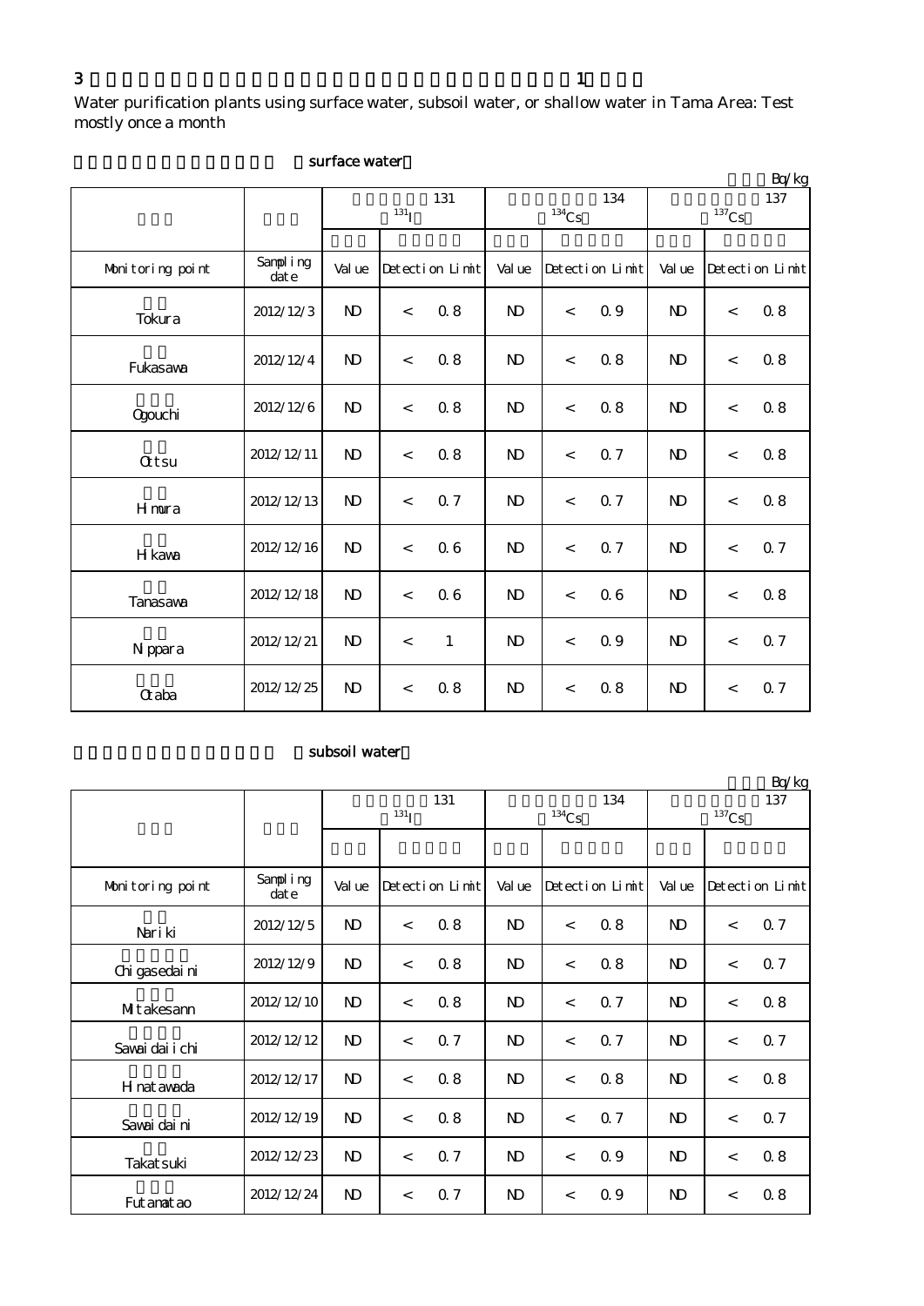3

Water purification plants using surface water, subsoil water, or shallow water in Tama Area: Test mostly once a month

surface water

Bq/kg

| | | 131 $^{131}I$ | | | 134 $^{134}Cs$ | | | 137 $^{137}Cs$ | | |
|---|---|---|---|---|---|---|---|---|---|---|
| Monitoring point | Sampling date | Value | Detection Limit | | Value | Detection Limit | | Value | Detection Limit | |
| Tokura | 2012/12/3 | ND | < | 0.8 | ND | < | 0.9 | ND | < | 0.8 |
| Fukasawa | 2012/12/4 | ND | < | 0.8 | ND | < | 0.8 | ND | < | 0.8 |
| Ogouchi | 2012/12/6 | ND | < | 0.8 | ND | < | 0.8 | ND | < | 0.8 |
| Ottsu | 2012/12/11 | ND | < | 0.8 | ND | < | 0.7 | ND | < | 0.8 |
| Himura | 2012/12/13 | ND | < | 0.7 | ND | < | 0.7 | ND | < | 0.8 |
| Hikawa | 2012/12/16 | ND | < | 0.6 | ND | < | 0.7 | ND | < | 0.7 |
| Tanasawa | 2012/12/18 | ND | < | 0.6 | ND | < | 0.6 | ND | < | 0.8 |
| Nippara | 2012/12/21 | ND | < | 1 | ND | < | 0.9 | ND | < | 0.7 |
| Otaba | 2012/12/25 | ND | < | 0.8 | ND | < | 0.8 | ND | < | 0.7 |

subsoil water

Bq/kg

| | | 131 $^{131}I$ | | | 134 $^{134}Cs$ | | | 137 $^{137}Cs$ | | |
|---|---|---|---|---|---|---|---|---|---|---|
| Monitoring point | Sampling date | Value | Detection Limit | | Value | Detection Limit | | Value | Detection Limit | |
| Nariki | 2012/12/5 | ND | < | 0.8 | ND | < | 0.8 | ND | < | 0.7 |
| Chigasedaini | 2012/12/9 | ND | < | 0.8 | ND | < | 0.8 | ND | < | 0.7 |
| Mitakesann | 2012/12/10 | ND | < | 0.8 | ND | < | 0.7 | ND | < | 0.8 |
| Sawaidaiichi | 2012/12/12 | ND | < | 0.7 | ND | < | 0.7 | ND | < | 0.7 |
| Hinatawada | 2012/12/17 | ND | < | 0.8 | ND | < | 0.8 | ND | < | 0.8 |
| Sawaidaini | 2012/12/19 | ND | < | 0.8 | ND | < | 0.7 | ND | < | 0.7 |
| Takatsuki | 2012/12/23 | ND | < | 0.7 | ND | < | 0.9 | ND | < | 0.8 |
| Futamatao | 2012/12/24 | ND | < | 0.7 | ND | < | 0.9 | ND | < | 0.8 |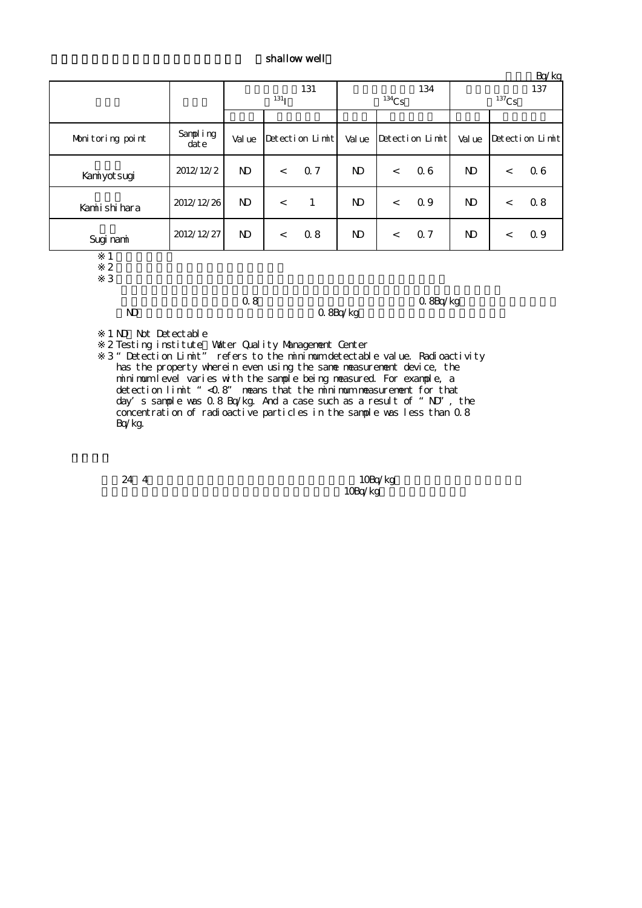shallow well

Bq/kg

| | | 131 $^{131}I$ | | 134 $^{134}Cs$ | | 137 $^{137}Cs$ | |
|---|---|---|---|---|---|---|---|
| Monitoring point | Sampling date | Value | Detection Limit | Value | Detection Limit | Value | Detection Limit |
| Kamiyotsugi | 2012/12/2 | ND | < 0.7 | ND | < 0.6 | ND | < 0.6 |
| Kamiishihara | 2012/12/26 | ND | < 1 | ND | < 0.9 | ND | < 0.8 |
| Suginami | 2012/12/27 | ND | < 0.8 | ND | < 0.7 | ND | < 0.9 |

※1
※2
※3

0.8 0.8Bq/kg
ND 0.8Bq/kg

※1 ND Not Detectable
※2 Testing institute Water Quality Management Center
※3 "Detection Limit" refers to the minimum detectable value. Radioactivity has the property wherein even using the same measurement device, the minimum level varies with the sample being measured. For example, a detection limit "<0.8" means that the minimum measurement for that day's sample was 0.8 Bq/kg. And a case such as a result of "ND", the concentration of radioactive particles in the sample was less than 0.8 Bq/kg.

24 4 10Bq/kg
10Bq/kg